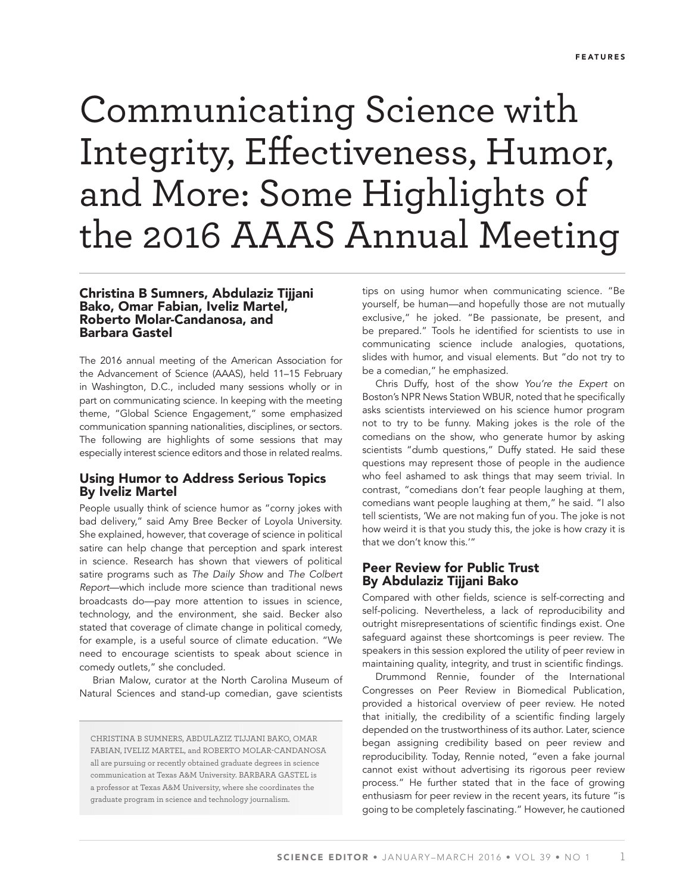# Communicating Science with Integrity, Effectiveness, Humor, and More: Some Highlights of the 2016 AAAS Annual Meeting

**Christina B Sumners, Abdulaziz Tijjani Bako, Omar Fabian, Iveliz Martel, Roberto Molar-Candanosa, and Barbara Gastel**

The 2016 annual meeting of the American Association for the Advancement of Science (AAAS), held 11–15 February in Washington, D.C., included many sessions wholly or in part on communicating science. In keeping with the meeting theme, "Global Science Engagement," some emphasized communication spanning nationalities, disciplines, or sectors. The following are highlights of some sessions that may especially interest science editors and those in related realms.

## Using Humor to Address Serious Topics By Iveliz Martel

People usually think of science humor as "corny jokes with bad delivery," said Amy Bree Becker of Loyola University. She explained, however, that coverage of science in political satire can help change that perception and spark interest in science. Research has shown that viewers of political satire programs such as *The Daily Show* and *The Colbert Report*—which include more science than traditional news broadcasts do—pay more attention to issues in science, technology, and the environment, she said. Becker also stated that coverage of climate change in political comedy, for example, is a useful source of climate education. "We need to encourage scientists to speak about science in comedy outlets," she concluded.

Brian Malow, curator at the North Carolina Museum of Natural Sciences and stand-up comedian, gave scientists tips on using humor when communicating science. "Be yourself, be human—and hopefully those are not mutually exclusive," he joked. "Be passionate, be present, and be prepared." Tools he identified for scientists to use in communicating science include analogies, quotations, slides with humor, and visual elements. But "do not try to be a comedian," he emphasized.

Chris Duffy, host of the show *You're the Expert* on Boston's NPR News Station WBUR, noted that he specifically asks scientists interviewed on his science humor program not to try to be funny. Making jokes is the role of the comedians on the show, who generate humor by asking scientists "dumb questions," Duffy stated. He said these questions may represent those of people in the audience who feel ashamed to ask things that may seem trivial. In contrast, "comedians don't fear people laughing at them, comedians want people laughing at them," he said. "I also tell scientists, 'We are not making fun of you. The joke is not how weird it is that you study this, the joke is how crazy it is that we don't know this.'"

## Peer Review for Public Trust By Abdulaziz Tijjani Bako

Compared with other fields, science is self-correcting and self-policing. Nevertheless, a lack of reproducibility and outright misrepresentations of scientific findings exist. One safeguard against these shortcomings is peer review. The speakers in this session explored the utility of peer review in maintaining quality, integrity, and trust in scientific findings.

Drummond Rennie, founder of the International Congresses on Peer Review in Biomedical Publication, provided a historical overview of peer review. He noted that initially, the credibility of a scientific finding largely depended on the trustworthiness of its author. Later, science began assigning credibility based on peer review and reproducibility. Today, Rennie noted, "even a fake journal cannot exist without advertising its rigorous peer review process." He further stated that in the face of growing enthusiasm for peer review in the recent years, its future "is going to be completely fascinating." However, he cautioned

CHRISTINA B SUMNERS, ABDULAZIZ TIJJANI BAKO, OMAR FABIAN, IVELIZ MARTEL, and ROBERTO MOLAR-CANDANOSA all are pursuing or recently obtained graduate degrees in science communication at Texas A&M University. BARBARA GASTEL is a professor at Texas A&M University, where she coordinates the graduate program in science and technology journalism.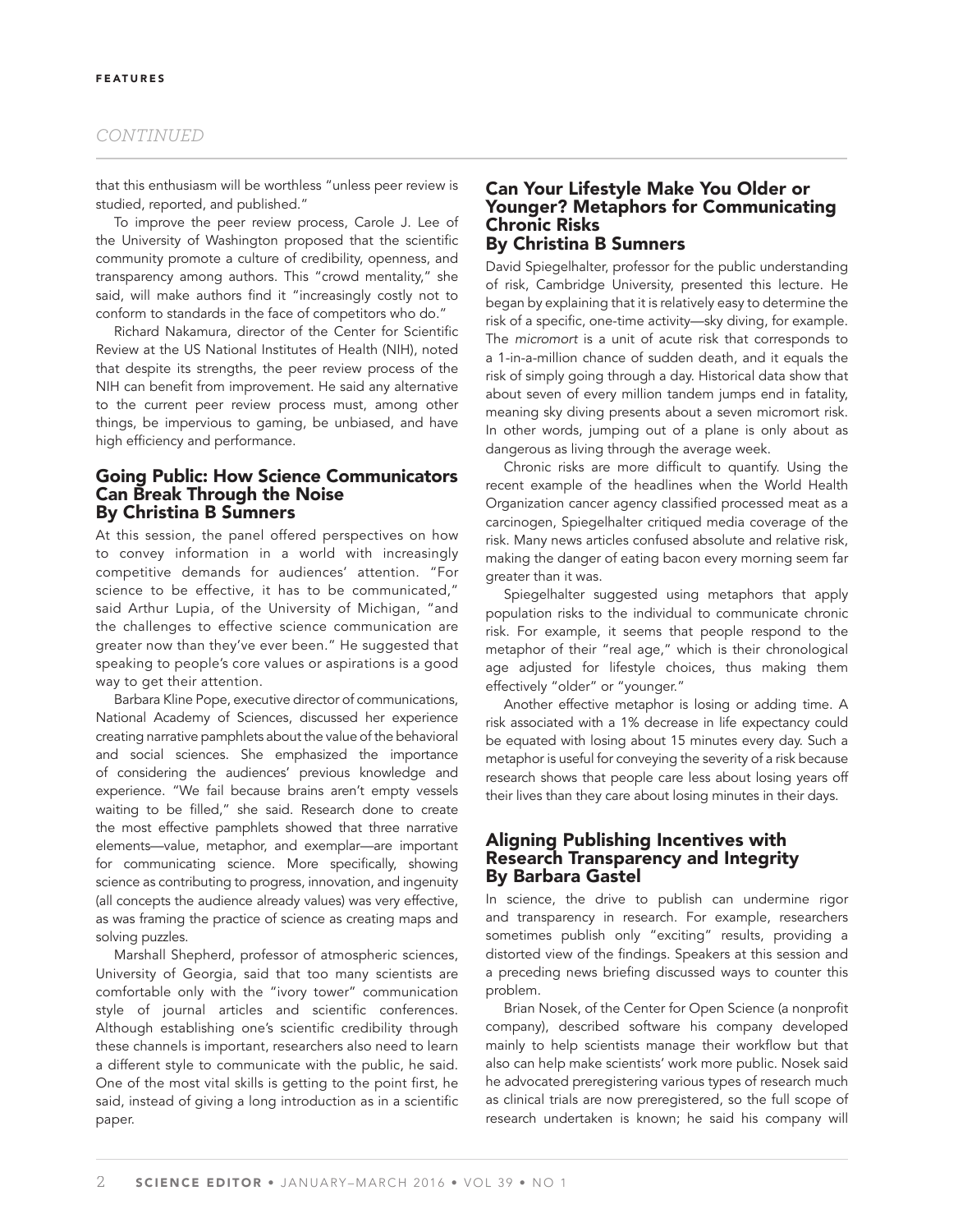that this enthusiasm will be worthless "unless peer review is studied, reported, and published."

To improve the peer review process, Carole J. Lee of the University of Washington proposed that the scientific community promote a culture of credibility, openness, and transparency among authors. This "crowd mentality," she said, will make authors find it "increasingly costly not to conform to standards in the face of competitors who do."

Richard Nakamura, director of the Center for Scientific Review at the US National Institutes of Health (NIH), noted that despite its strengths, the peer review process of the NIH can benefit from improvement. He said any alternative to the current peer review process must, among other things, be impervious to gaming, be unbiased, and have high efficiency and performance.

## Going Public: How Science Communicators Can Break Through the Noise By Christina B Sumners

At this session, the panel offered perspectives on how to convey information in a world with increasingly competitive demands for audiences' attention. "For science to be effective, it has to be communicated," said Arthur Lupia, of the University of Michigan, "and the challenges to effective science communication are greater now than they've ever been." He suggested that speaking to people's core values or aspirations is a good way to get their attention.

Barbara Kline Pope, executive director of communications, National Academy of Sciences, discussed her experience creating narrative pamphlets about the value of the behavioral and social sciences. She emphasized the importance of considering the audiences' previous knowledge and experience. "We fail because brains aren't empty vessels waiting to be filled," she said. Research done to create the most effective pamphlets showed that three narrative elements—value, metaphor, and exemplar—are important for communicating science. More specifically, showing science as contributing to progress, innovation, and ingenuity (all concepts the audience already values) was very effective, as was framing the practice of science as creating maps and solving puzzles.

Marshall Shepherd, professor of atmospheric sciences, University of Georgia, said that too many scientists are comfortable only with the "ivory tower" communication style of journal articles and scientific conferences. Although establishing one's scientific credibility through these channels is important, researchers also need to learn a different style to communicate with the public, he said. One of the most vital skills is getting to the point first, he said, instead of giving a long introduction as in a scientific paper.

## Can Your Lifestyle Make You Older or Younger? Metaphors for Communicating Chronic Risks By Christina B Sumners

David Spiegelhalter, professor for the public understanding of risk, Cambridge University, presented this lecture. He began by explaining that it is relatively easy to determine the risk of a specific, one-time activity—sky diving, for example. The *micromort* is a unit of acute risk that corresponds to a 1-in-a-million chance of sudden death, and it equals the risk of simply going through a day. Historical data show that about seven of every million tandem jumps end in fatality, meaning sky diving presents about a seven micromort risk. In other words, jumping out of a plane is only about as dangerous as living through the average week.

Chronic risks are more difficult to quantify. Using the recent example of the headlines when the World Health Organization cancer agency classified processed meat as a carcinogen, Spiegelhalter critiqued media coverage of the risk. Many news articles confused absolute and relative risk, making the danger of eating bacon every morning seem far greater than it was.

Spiegelhalter suggested using metaphors that apply population risks to the individual to communicate chronic risk. For example, it seems that people respond to the metaphor of their "real age," which is their chronological age adjusted for lifestyle choices, thus making them effectively "older" or "younger."

Another effective metaphor is losing or adding time. A risk associated with a 1% decrease in life expectancy could be equated with losing about 15 minutes every day. Such a metaphor is useful for conveying the severity of a risk because research shows that people care less about losing years off their lives than they care about losing minutes in their days.

## Aligning Publishing Incentives with Research Transparency and Integrity By Barbara Gastel

In science, the drive to publish can undermine rigor and transparency in research. For example, researchers sometimes publish only "exciting" results, providing a distorted view of the findings. Speakers at this session and a preceding news briefing discussed ways to counter this problem.

Brian Nosek, of the Center for Open Science (a nonprofit company), described software his company developed mainly to help scientists manage their workflow but that also can help make scientists' work more public. Nosek said he advocated preregistering various types of research much as clinical trials are now preregistered, so the full scope of research undertaken is known; he said his company will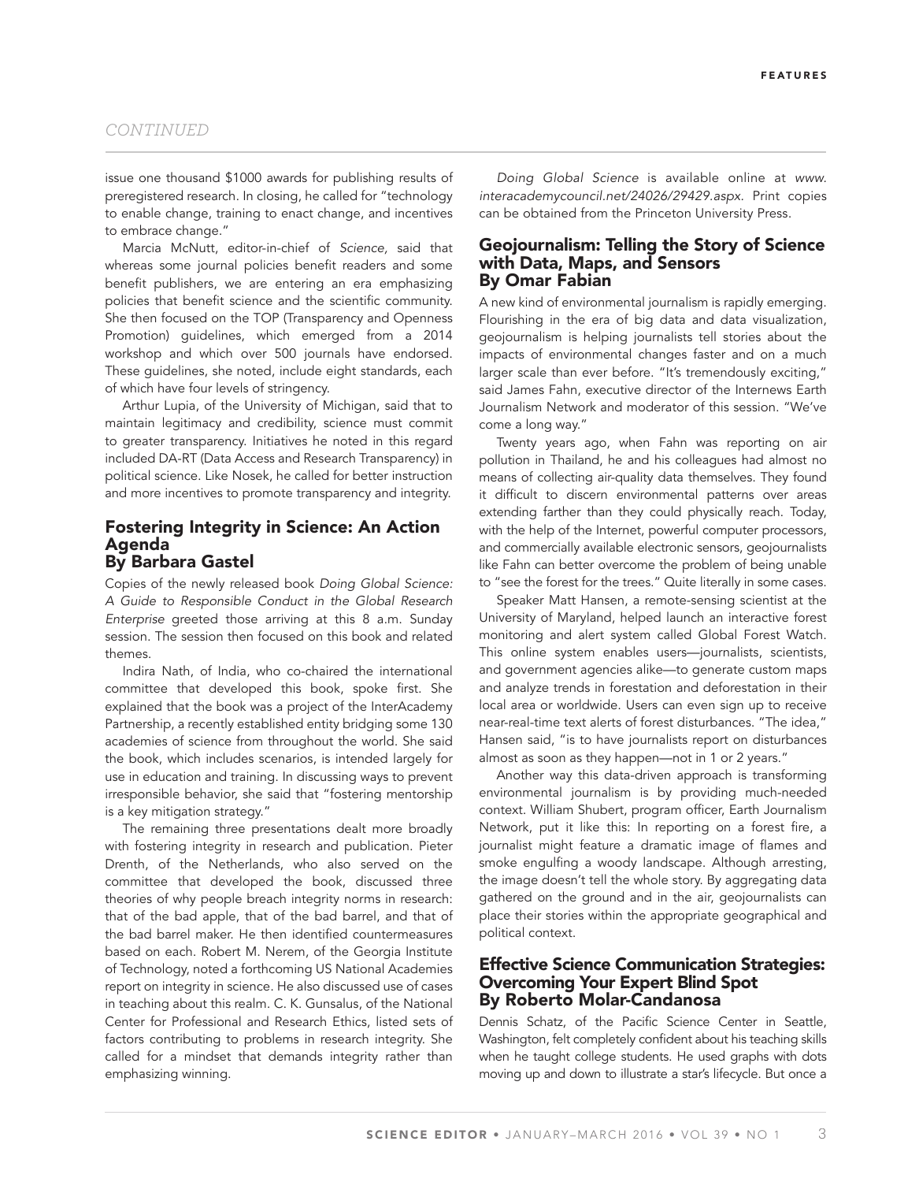*CONTINUED*

issue one thousand $1000 awards for publishing results of preregistered research. In closing, he called for "technology to enable change, training to enact change, and incentives to embrace change."

Marcia McNutt, editor-in-chief of *Science,* said that whereas some journal policies benefit readers and some benefit publishers, we are entering an era emphasizing policies that benefit science and the scientific community. She then focused on the TOP (Transparency and Openness Promotion) guidelines, which emerged from a 2014 workshop and which over 500 journals have endorsed. These guidelines, she noted, include eight standards, each of which have four levels of stringency.

Arthur Lupia, of the University of Michigan, said that to maintain legitimacy and credibility, science must commit to greater transparency. Initiatives he noted in this regard included DA-RT (Data Access and Research Transparency) in political science. Like Nosek, he called for better instruction and more incentives to promote transparency and integrity.

## Fostering Integrity in Science: An Action Agenda
### By Barbara Gastel

Copies of the newly released book *Doing Global Science: A Guide to Responsible Conduct in the Global Research Enterprise* greeted those arriving at this 8 a.m. Sunday session. The session then focused on this book and related themes.

Indira Nath, of India, who co-chaired the international committee that developed this book, spoke first. She explained that the book was a project of the InterAcademy Partnership, a recently established entity bridging some 130 academies of science from throughout the world. She said the book, which includes scenarios, is intended largely for use in education and training. In discussing ways to prevent irresponsible behavior, she said that "fostering mentorship is a key mitigation strategy."

The remaining three presentations dealt more broadly with fostering integrity in research and publication. Pieter Drenth, of the Netherlands, who also served on the committee that developed the book, discussed three theories of why people breach integrity norms in research: that of the bad apple, that of the bad barrel, and that of the bad barrel maker. He then identified countermeasures based on each. Robert M. Nerem, of the Georgia Institute of Technology, noted a forthcoming US National Academies report on integrity in science. He also discussed use of cases in teaching about this realm. C. K. Gunsalus, of the National Center for Professional and Research Ethics, listed sets of factors contributing to problems in research integrity. She called for a mindset that demands integrity rather than emphasizing winning.

*Doing Global Science* is available online at *www.interacademycouncil.net/24026/29429.aspx.* Print copies can be obtained from the Princeton University Press.

## Geojournalism: Telling the Story of Science with Data, Maps, and Sensors
### By Omar Fabian

A new kind of environmental journalism is rapidly emerging. Flourishing in the era of big data and data visualization, geojournalism is helping journalists tell stories about the impacts of environmental changes faster and on a much larger scale than ever before. "It's tremendously exciting," said James Fahn, executive director of the Internews Earth Journalism Network and moderator of this session. "We've come a long way."

Twenty years ago, when Fahn was reporting on air pollution in Thailand, he and his colleagues had almost no means of collecting air-quality data themselves. They found it difficult to discern environmental patterns over areas extending farther than they could physically reach. Today, with the help of the Internet, powerful computer processors, and commercially available electronic sensors, geojournalists like Fahn can better overcome the problem of being unable to "see the forest for the trees." Quite literally in some cases.

Speaker Matt Hansen, a remote-sensing scientist at the University of Maryland, helped launch an interactive forest monitoring and alert system called Global Forest Watch. This online system enables users—journalists, scientists, and government agencies alike—to generate custom maps and analyze trends in forestation and deforestation in their local area or worldwide. Users can even sign up to receive near-real-time text alerts of forest disturbances. "The idea," Hansen said, "is to have journalists report on disturbances almost as soon as they happen—not in 1 or 2 years."

Another way this data-driven approach is transforming environmental journalism is by providing much-needed context. William Shubert, program officer, Earth Journalism Network, put it like this: In reporting on a forest fire, a journalist might feature a dramatic image of flames and smoke engulfing a woody landscape. Although arresting, the image doesn't tell the whole story. By aggregating data gathered on the ground and in the air, geojournalists can place their stories within the appropriate geographical and political context.

## Effective Science Communication Strategies: Overcoming Your Expert Blind Spot
### By Roberto Molar-Candanosa

Dennis Schatz, of the Pacific Science Center in Seattle, Washington, felt completely confident about his teaching skills when he taught college students. He used graphs with dots moving up and down to illustrate a star's lifecycle. But once a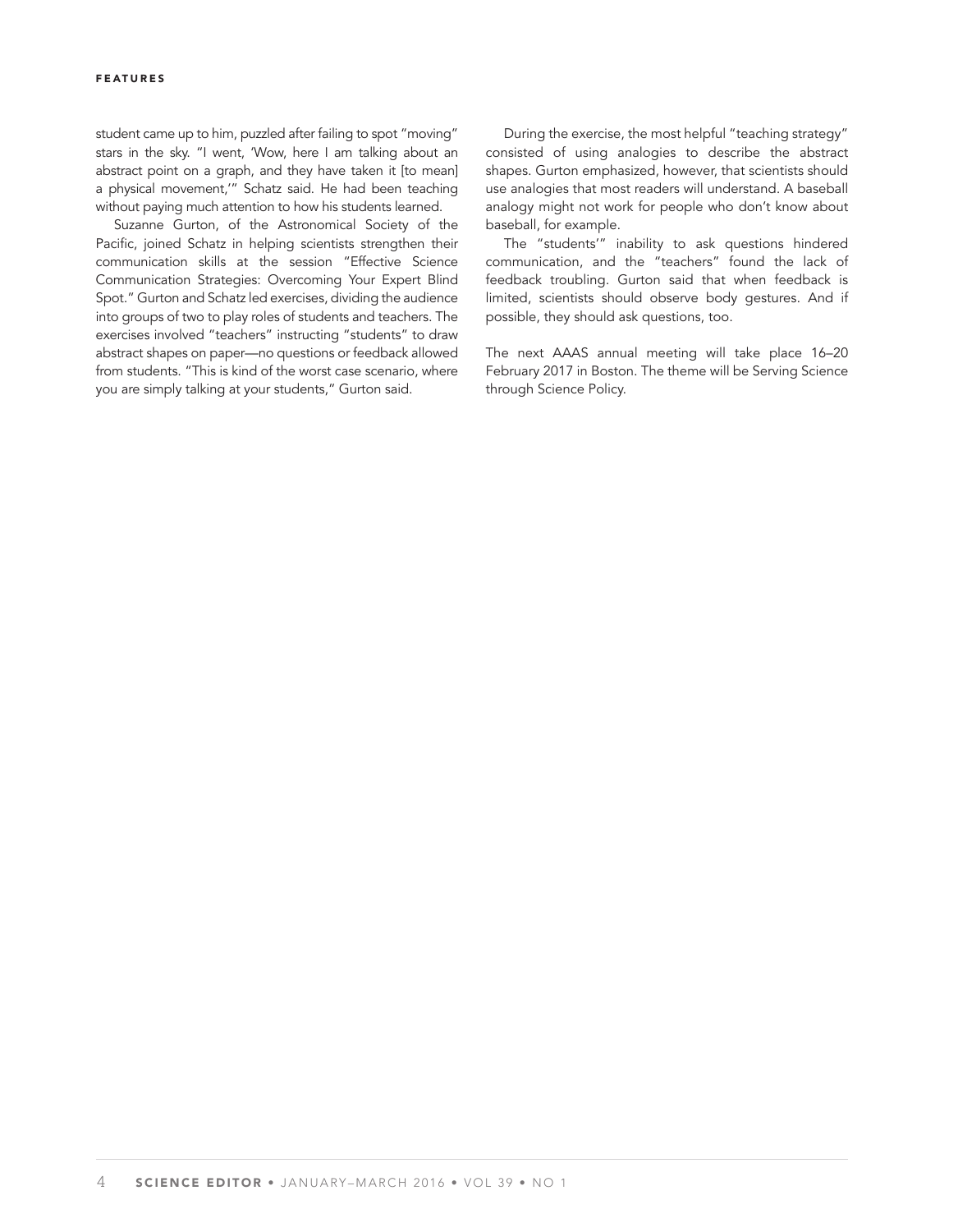student came up to him, puzzled after failing to spot "moving" stars in the sky. "I went, 'Wow, here I am talking about an abstract point on a graph, and they have taken it [to mean] a physical movement,'" Schatz said. He had been teaching without paying much attention to how his students learned.

Suzanne Gurton, of the Astronomical Society of the Pacific, joined Schatz in helping scientists strengthen their communication skills at the session "Effective Science Communication Strategies: Overcoming Your Expert Blind Spot." Gurton and Schatz led exercises, dividing the audience into groups of two to play roles of students and teachers. The exercises involved "teachers" instructing "students" to draw abstract shapes on paper—no questions or feedback allowed from students. "This is kind of the worst case scenario, where you are simply talking at your students," Gurton said.

During the exercise, the most helpful "teaching strategy" consisted of using analogies to describe the abstract shapes. Gurton emphasized, however, that scientists should use analogies that most readers will understand. A baseball analogy might not work for people who don't know about baseball, for example.

The "students'" inability to ask questions hindered communication, and the "teachers" found the lack of feedback troubling. Gurton said that when feedback is limited, scientists should observe body gestures. And if possible, they should ask questions, too.

The next AAAS annual meeting will take place 16–20 February 2017 in Boston. The theme will be Serving Science through Science Policy.